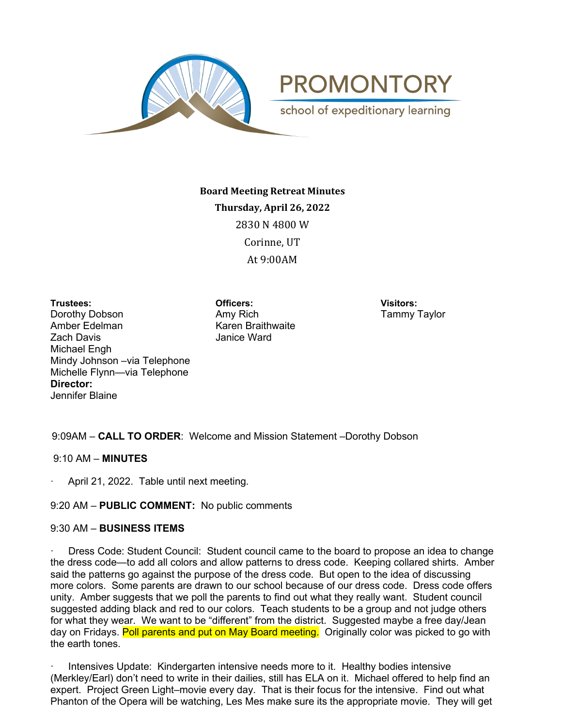PROMONTORY

school of expeditionary learning

**Board Meeting Retreat Minutes**

**Thursday, April 26, 2022**

2830 N 4800 W

Corinne, UT

At 9:00AM

**Trustees:**
Dorothy Dobson
Amber Edelman
Zach Davis
Michael Engh
Mindy Johnson –via Telephone
Michelle Flynn—via Telephone

**Director:**
Jennifer Blaine

**Officers:**
Amy Rich
Karen Braithwaite
Janice Ward

**Visitors:**
Tammy Taylor

9:09AM – **CALL TO ORDER**: Welcome and Mission Statement –Dorothy Dobson

9:10 AM – **MINUTES**

- April 21, 2022. Table until next meeting.

9:20 AM – **PUBLIC COMMENT:** No public comments

9:30 AM – **BUSINESS ITEMS**

- Dress Code: Student Council: Student council came to the board to propose an idea to change the dress code—to add all colors and allow patterns to dress code. Keeping collared shirts. Amber said the patterns go against the purpose of the dress code. But open to the idea of discussing more colors. Some parents are drawn to our school because of our dress code. Dress code offers unity. Amber suggests that we poll the parents to find out what they really want. Student council suggested adding black and red to our colors. Teach students to be a group and not judge others for what they wear. We want to be "different" from the district. Suggested maybe a free day/Jean day on Fridays. Poll parents and put on May Board meeting. Originally color was picked to go with the earth tones.

- Intensives Update: Kindergarten intensive needs more to it. Healthy bodies intensive (Merkley/Earl) don't need to write in their dailies, still has ELA on it. Michael offered to help find an expert. Project Green Light–movie every day. That is their focus for the intensive. Find out what Phanton of the Opera will be watching, Les Mes make sure its the appropriate movie. They will get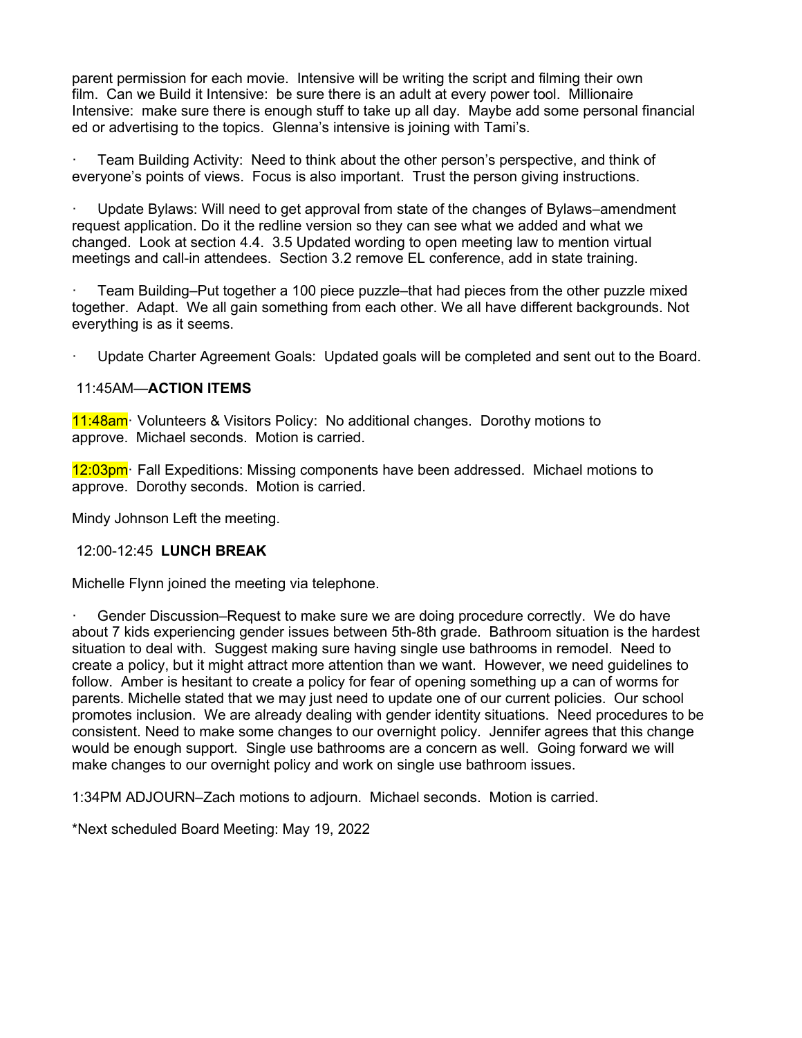parent permission for each movie. Intensive will be writing the script and filming their own film. Can we Build it Intensive: be sure there is an adult at every power tool. Millionaire Intensive: make sure there is enough stuff to take up all day. Maybe add some personal financial ed or advertising to the topics. Glenna's intensive is joining with Tami's.

· Team Building Activity: Need to think about the other person's perspective, and think of everyone's points of views. Focus is also important. Trust the person giving instructions.

· Update Bylaws: Will need to get approval from state of the changes of Bylaws–amendment request application. Do it the redline version so they can see what we added and what we changed. Look at section 4.4. 3.5 Updated wording to open meeting law to mention virtual meetings and call-in attendees. Section 3.2 remove EL conference, add in state training.

· Team Building–Put together a 100 piece puzzle–that had pieces from the other puzzle mixed together. Adapt. We all gain something from each other. We all have different backgrounds. Not everything is as it seems.

· Update Charter Agreement Goals: Updated goals will be completed and sent out to the Board.

11:45AM—**ACTION ITEMS**

11:48am· Volunteers & Visitors Policy: No additional changes. Dorothy motions to approve. Michael seconds. Motion is carried.

12:03pm· Fall Expeditions: Missing components have been addressed. Michael motions to approve. Dorothy seconds. Motion is carried.

Mindy Johnson Left the meeting.

12:00-12:45 **LUNCH BREAK**

Michelle Flynn joined the meeting via telephone.

· Gender Discussion–Request to make sure we are doing procedure correctly. We do have about 7 kids experiencing gender issues between 5th-8th grade. Bathroom situation is the hardest situation to deal with. Suggest making sure having single use bathrooms in remodel. Need to create a policy, but it might attract more attention than we want. However, we need guidelines to follow. Amber is hesitant to create a policy for fear of opening something up a can of worms for parents. Michelle stated that we may just need to update one of our current policies. Our school promotes inclusion. We are already dealing with gender identity situations. Need procedures to be consistent. Need to make some changes to our overnight policy. Jennifer agrees that this change would be enough support. Single use bathrooms are a concern as well. Going forward we will make changes to our overnight policy and work on single use bathroom issues.

1:34PM ADJOURN–Zach motions to adjourn. Michael seconds. Motion is carried.

*Next scheduled Board Meeting: May 19, 2022